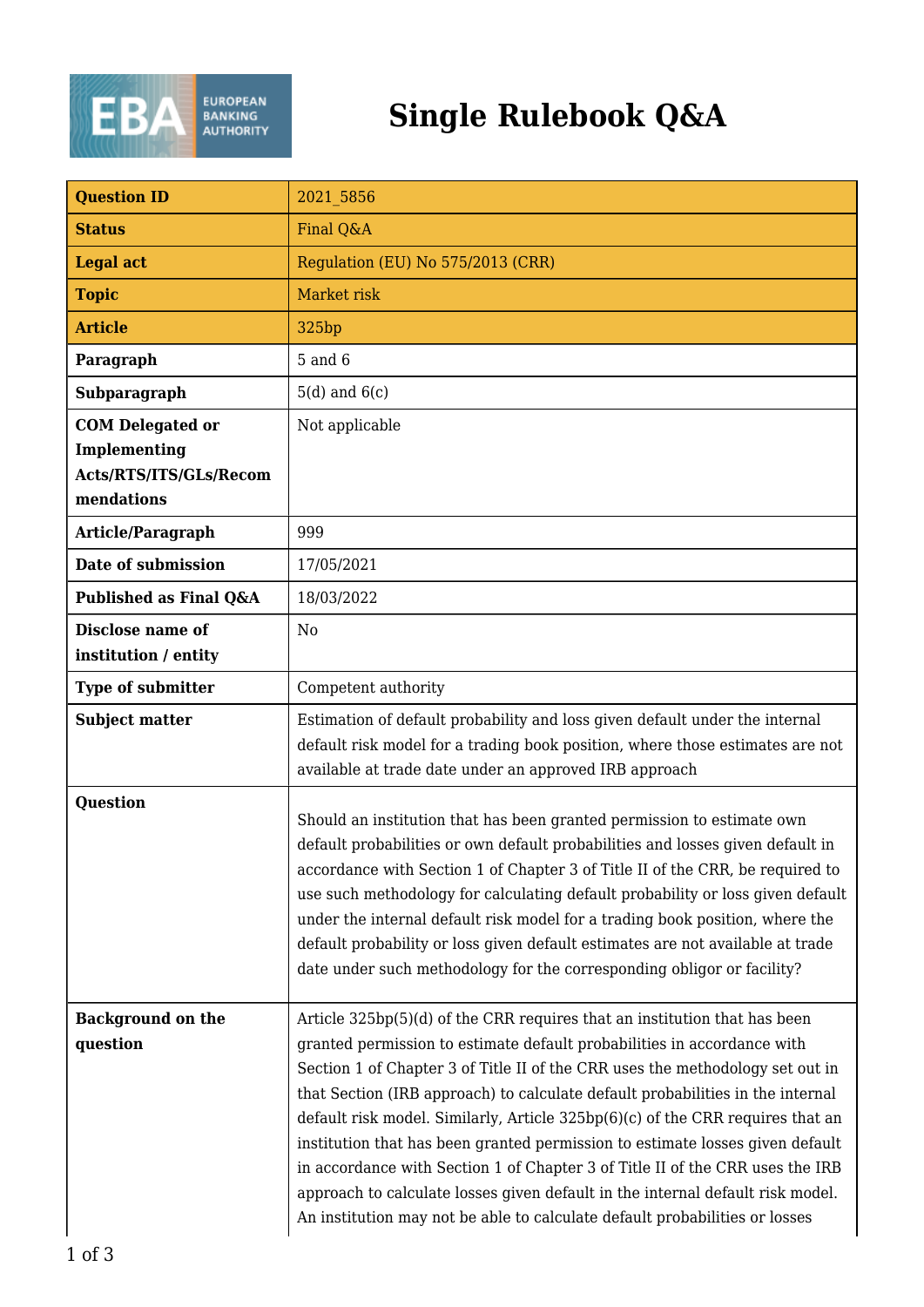# Single Rulebook Q&A

| Question ID | 2021_5856 |
|---|---|
| Status | Final Q&A |
| Legal act | Regulation (EU) No 575/2013 (CRR) |
| Topic | Market risk |
| Article | 325bp |
| Paragraph | 5 and 6 |
| Subparagraph | 5(d) and 6(c) |
| COM Delegated or Implementing Acts/RTS/ITS/GLs/Recommendations | Not applicable |
| Article/Paragraph | 999 |
| Date of submission | 17/05/2021 |
| Published as Final Q&A | 18/03/2022 |
| Disclose name of institution / entity | No |
| Type of submitter | Competent authority |
| Subject matter | Estimation of default probability and loss given default under the internal default risk model for a trading book position, where those estimates are not available at trade date under an approved IRB approach |
| Question | Should an institution that has been granted permission to estimate own default probabilities or own default probabilities and losses given default in accordance with Section 1 of Chapter 3 of Title II of the CRR, be required to use such methodology for calculating default probability or loss given default under the internal default risk model for a trading book position, where the default probability or loss given default estimates are not available at trade date under such methodology for the corresponding obligor or facility? |
| Background on the question | Article 325bp(5)(d) of the CRR requires that an institution that has been granted permission to estimate default probabilities in accordance with Section 1 of Chapter 3 of Title II of the CRR uses the methodology set out in that Section (IRB approach) to calculate default probabilities in the internal default risk model. Similarly, Article 325bp(6)(c) of the CRR requires that an institution that has been granted permission to estimate losses given default in accordance with Section 1 of Chapter 3 of Title II of the CRR uses the IRB approach to calculate losses given default in the internal default risk model. An institution may not be able to calculate default probabilities or losses |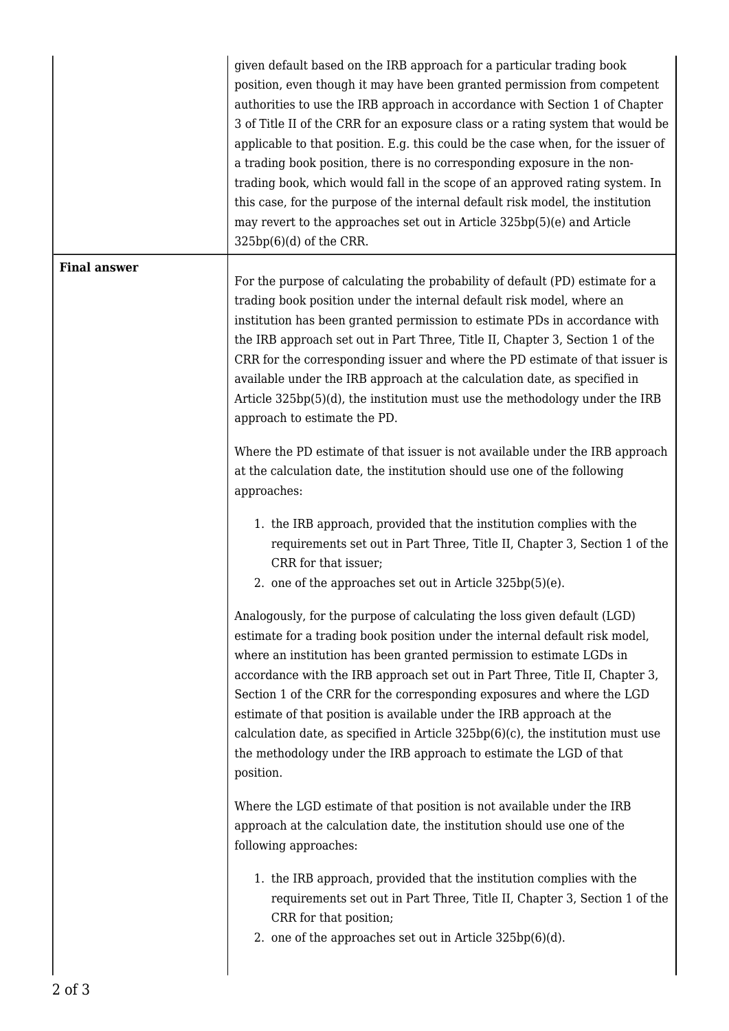| | |
|---|---|
| | given default based on the IRB approach for a particular trading book position, even though it may have been granted permission from competent authorities to use the IRB approach in accordance with Section 1 of Chapter 3 of Title II of the CRR for an exposure class or a rating system that would be applicable to that position. E.g. this could be the case when, for the issuer of a trading book position, there is no corresponding exposure in the non-trading book, which would fall in the scope of an approved rating system. In this case, for the purpose of the internal default risk model, the institution may revert to the approaches set out in Article 325bp(5)(e) and Article 325bp(6)(d) of the CRR. |
| **Final answer** | For the purpose of calculating the probability of default (PD) estimate for a trading book position under the internal default risk model, where an institution has been granted permission to estimate PDs in accordance with the IRB approach set out in Part Three, Title II, Chapter 3, Section 1 of the CRR for the corresponding issuer and where the PD estimate of that issuer is available under the IRB approach at the calculation date, as specified in Article 325bp(5)(d), the institution must use the methodology under the IRB approach to estimate the PD.<br><br>Where the PD estimate of that issuer is not available under the IRB approach at the calculation date, the institution should use one of the following approaches:<br><br>1. the IRB approach, provided that the institution complies with the requirements set out in Part Three, Title II, Chapter 3, Section 1 of the CRR for that issuer;<br>2. one of the approaches set out in Article 325bp(5)(e).<br><br>Analogously, for the purpose of calculating the loss given default (LGD) estimate for a trading book position under the internal default risk model, where an institution has been granted permission to estimate LGDs in accordance with the IRB approach set out in Part Three, Title II, Chapter 3, Section 1 of the CRR for the corresponding exposures and where the LGD estimate of that position is available under the IRB approach at the calculation date, as specified in Article 325bp(6)(c), the institution must use the methodology under the IRB approach to estimate the LGD of that position.<br><br>Where the LGD estimate of that position is not available under the IRB approach at the calculation date, the institution should use one of the following approaches:<br><br>1. the IRB approach, provided that the institution complies with the requirements set out in Part Three, Title II, Chapter 3, Section 1 of the CRR for that position;<br>2. one of the approaches set out in Article 325bp(6)(d). |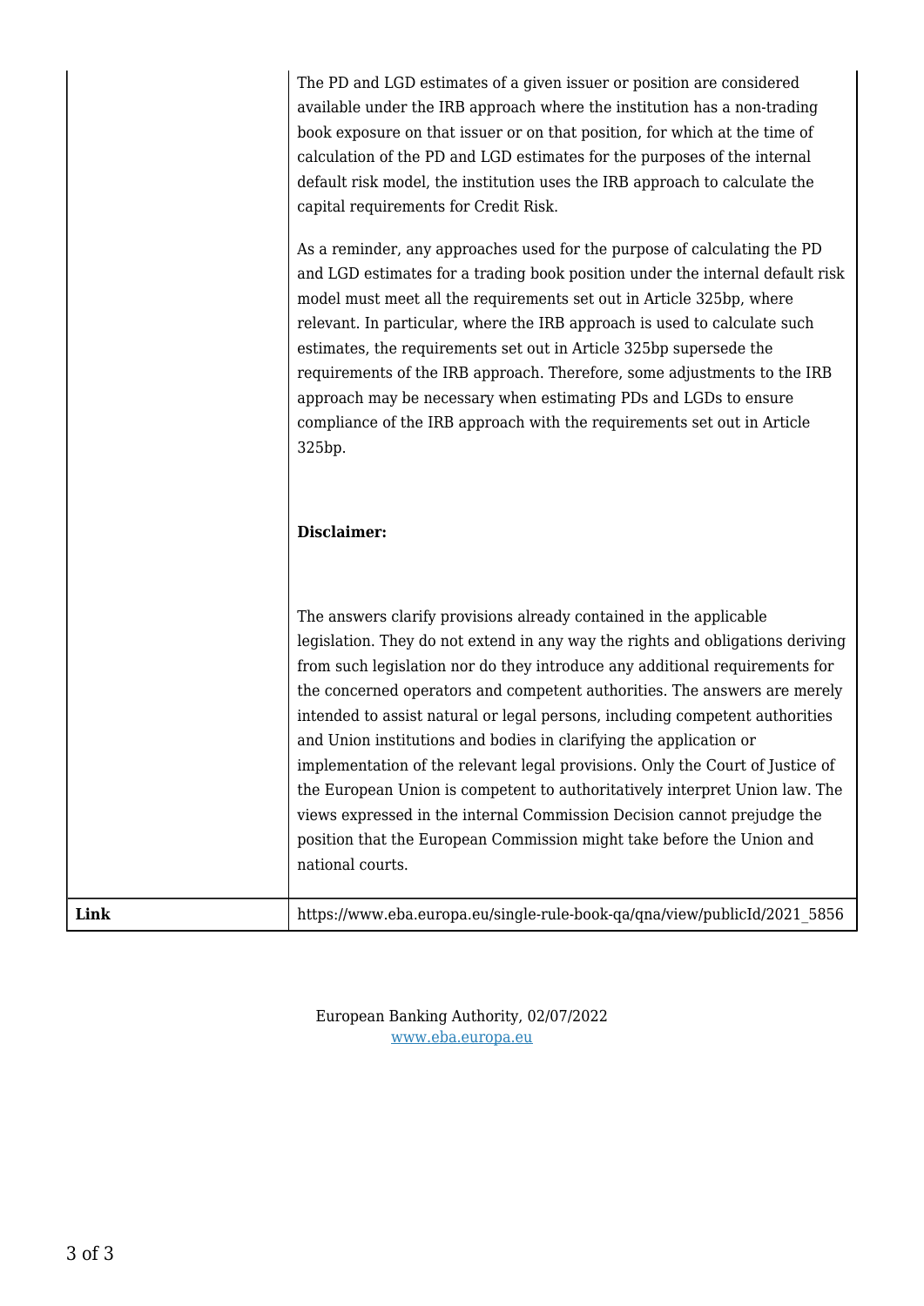| | |
|---|---|
| | The PD and LGD estimates of a given issuer or position are considered available under the IRB approach where the institution has a non-trading book exposure on that issuer or on that position, for which at the time of calculation of the PD and LGD estimates for the purposes of the internal default risk model, the institution uses the IRB approach to calculate the capital requirements for Credit Risk.<br><br>As a reminder, any approaches used for the purpose of calculating the PD and LGD estimates for a trading book position under the internal default risk model must meet all the requirements set out in Article 325bp, where relevant. In particular, where the IRB approach is used to calculate such estimates, the requirements set out in Article 325bp supersede the requirements of the IRB approach. Therefore, some adjustments to the IRB approach may be necessary when estimating PDs and LGDs to ensure compliance of the IRB approach with the requirements set out in Article 325bp.<br><br>**Disclaimer:**<br><br>The answers clarify provisions already contained in the applicable legislation. They do not extend in any way the rights and obligations deriving from such legislation nor do they introduce any additional requirements for the concerned operators and competent authorities. The answers are merely intended to assist natural or legal persons, including competent authorities and Union institutions and bodies in clarifying the application or implementation of the relevant legal provisions. Only the Court of Justice of the European Union is competent to authoritatively interpret Union law. The views expressed in the internal Commission Decision cannot prejudge the position that the European Commission might take before the Union and national courts. |
| **Link** | https://www.eba.europa.eu/single-rule-book-qa/qna/view/publicId/2021_5856 |

European Banking Authority, 02/07/2022
www.eba.europa.eu